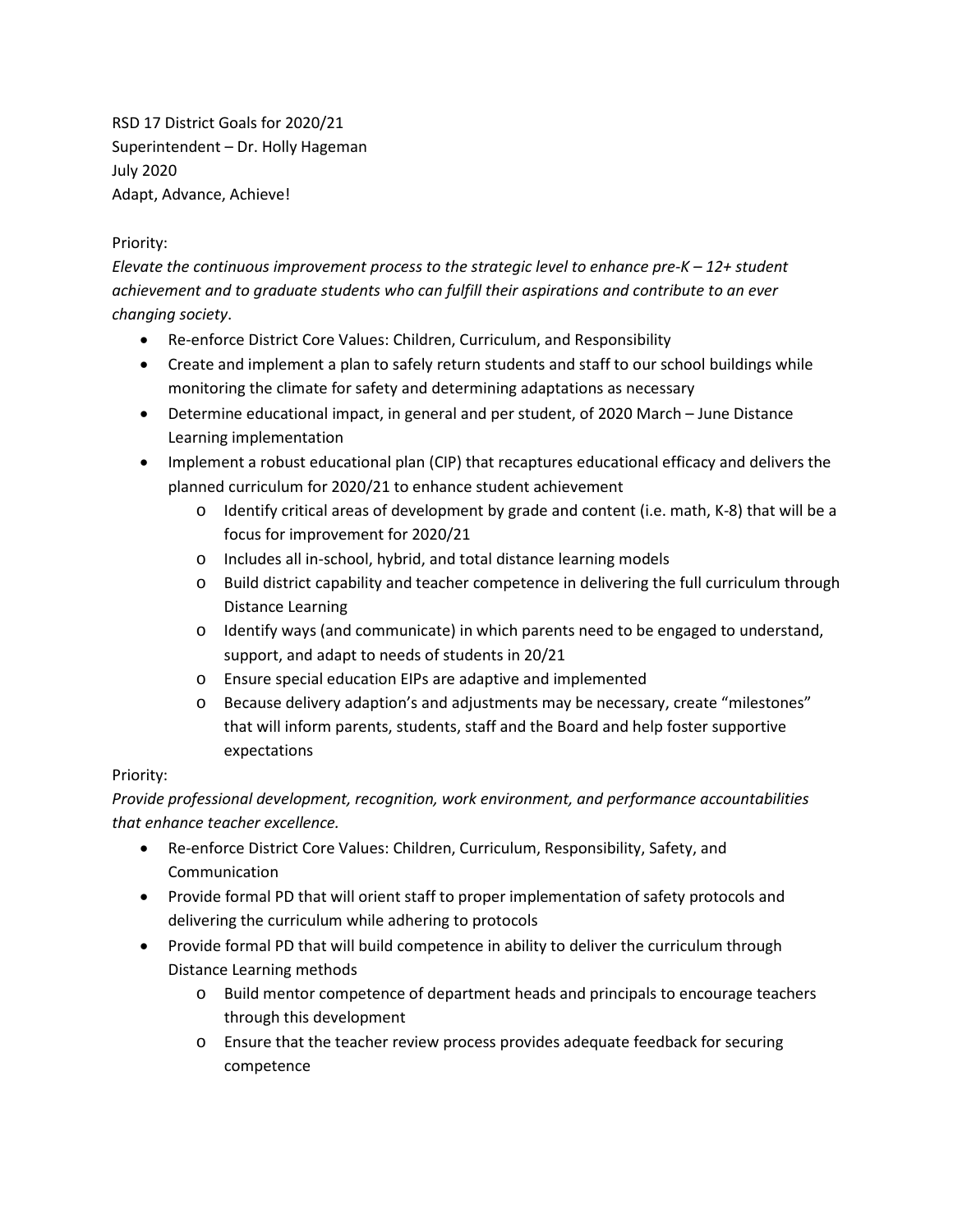RSD 17 District Goals for 2020/21
Superintendent – Dr. Holly Hageman
July 2020
Adapt, Advance, Achieve!

Priority:
*Elevate the continuous improvement process to the strategic level to enhance pre-K – 12+ student achievement and to graduate students who can fulfill their aspirations and contribute to an ever changing society*.

- Re-enforce District Core Values: Children, Curriculum, and Responsibility
- Create and implement a plan to safely return students and staff to our school buildings while monitoring the climate for safety and determining adaptations as necessary
- Determine educational impact, in general and per student, of 2020 March – June Distance Learning implementation
- Implement a robust educational plan (CIP) that recaptures educational efficacy and delivers the planned curriculum for 2020/21 to enhance student achievement
  - Identify critical areas of development by grade and content (i.e. math, K-8) that will be a focus for improvement for 2020/21
  - Includes all in-school, hybrid, and total distance learning models
  - Build district capability and teacher competence in delivering the full curriculum through Distance Learning
  - Identify ways (and communicate) in which parents need to be engaged to understand, support, and adapt to needs of students in 20/21
  - Ensure special education EIPs are adaptive and implemented
  - Because delivery adaption's and adjustments may be necessary, create "milestones" that will inform parents, students, staff and the Board and help foster supportive expectations

Priority:
*Provide professional development, recognition, work environment, and performance accountabilities that enhance teacher excellence.*

- Re-enforce District Core Values: Children, Curriculum, Responsibility, Safety, and Communication
- Provide formal PD that will orient staff to proper implementation of safety protocols and delivering the curriculum while adhering to protocols
- Provide formal PD that will build competence in ability to deliver the curriculum through Distance Learning methods
  - Build mentor competence of department heads and principals to encourage teachers through this development
  - Ensure that the teacher review process provides adequate feedback for securing competence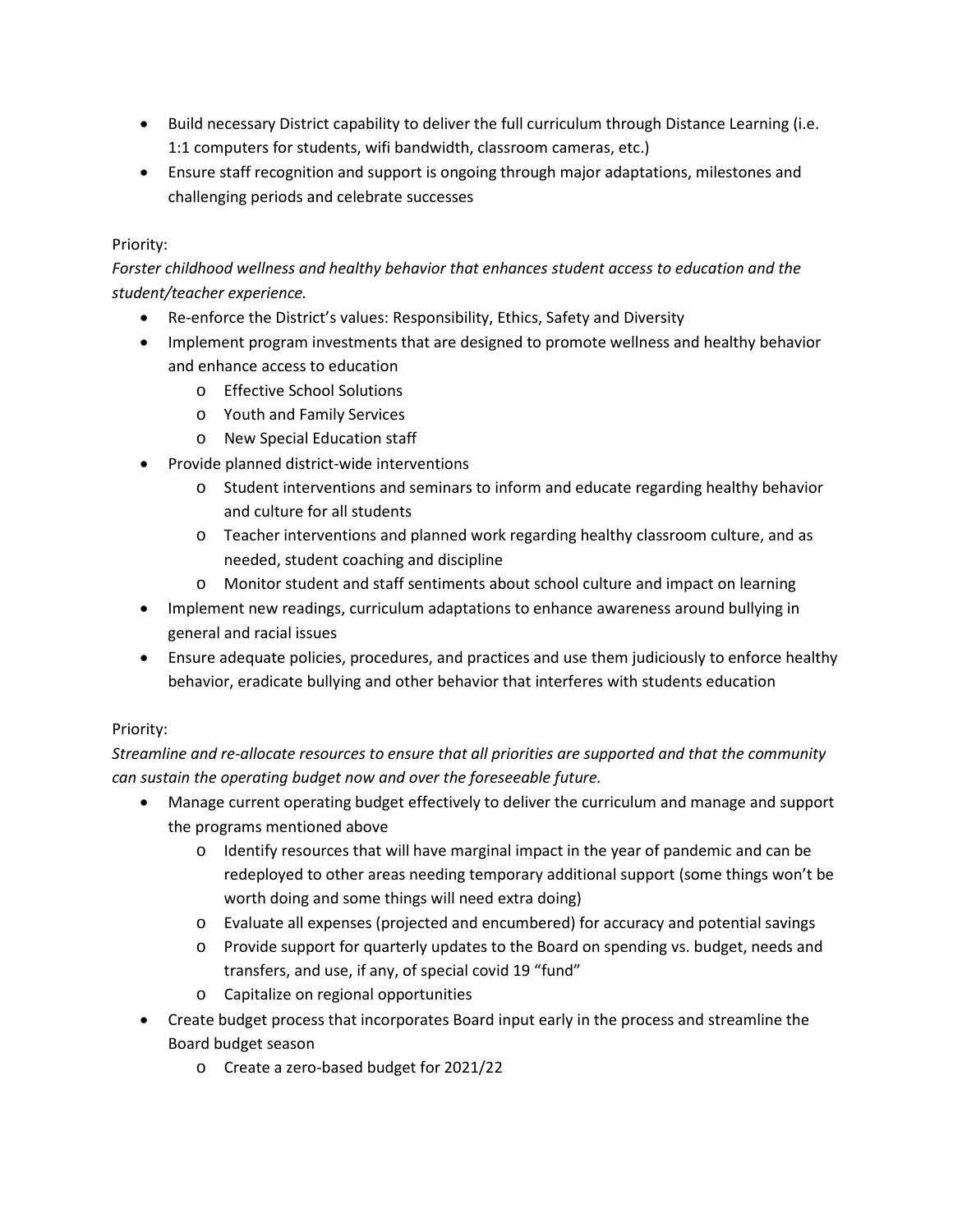- Build necessary District capability to deliver the full curriculum through Distance Learning (i.e. 1:1 computers for students, wifi bandwidth, classroom cameras, etc.)
- Ensure staff recognition and support is ongoing through major adaptations, milestones and challenging periods and celebrate successes

Priority:

*Forster childhood wellness and healthy behavior that enhances student access to education and the student/teacher experience.*

- Re-enforce the District's values: Responsibility, Ethics, Safety and Diversity
- Implement program investments that are designed to promote wellness and healthy behavior and enhance access to education
  - Effective School Solutions
  - Youth and Family Services
  - New Special Education staff
- Provide planned district-wide interventions
  - Student interventions and seminars to inform and educate regarding healthy behavior and culture for all students
  - Teacher interventions and planned work regarding healthy classroom culture, and as needed, student coaching and discipline
  - Monitor student and staff sentiments about school culture and impact on learning
- Implement new readings, curriculum adaptations to enhance awareness around bullying in general and racial issues
- Ensure adequate policies, procedures, and practices and use them judiciously to enforce healthy behavior, eradicate bullying and other behavior that interferes with students education

Priority:

*Streamline and re-allocate resources to ensure that all priorities are supported and that the community can sustain the operating budget now and over the foreseeable future.*

- Manage current operating budget effectively to deliver the curriculum and manage and support the programs mentioned above
  - Identify resources that will have marginal impact in the year of pandemic and can be redeployed to other areas needing temporary additional support (some things won't be worth doing and some things will need extra doing)
  - Evaluate all expenses (projected and encumbered) for accuracy and potential savings
  - Provide support for quarterly updates to the Board on spending vs. budget, needs and transfers, and use, if any, of special covid 19 "fund"
  - Capitalize on regional opportunities
- Create budget process that incorporates Board input early in the process and streamline the Board budget season
  - Create a zero-based budget for 2021/22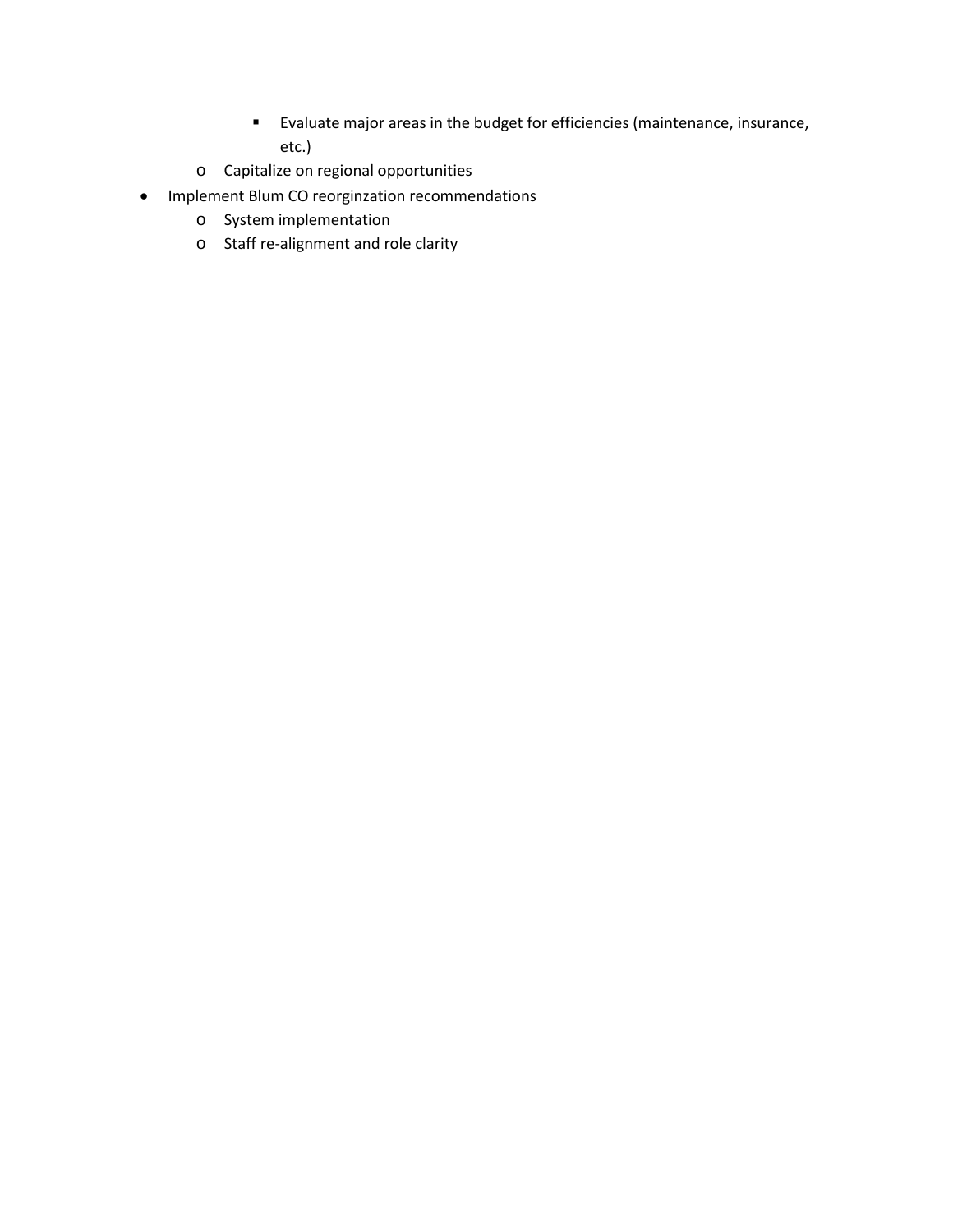- Evaluate major areas in the budget for efficiencies (maintenance, insurance, etc.)
  - Capitalize on regional opportunities
- Implement Blum CO reorginzation recommendations
  - System implementation
  - Staff re-alignment and role clarity